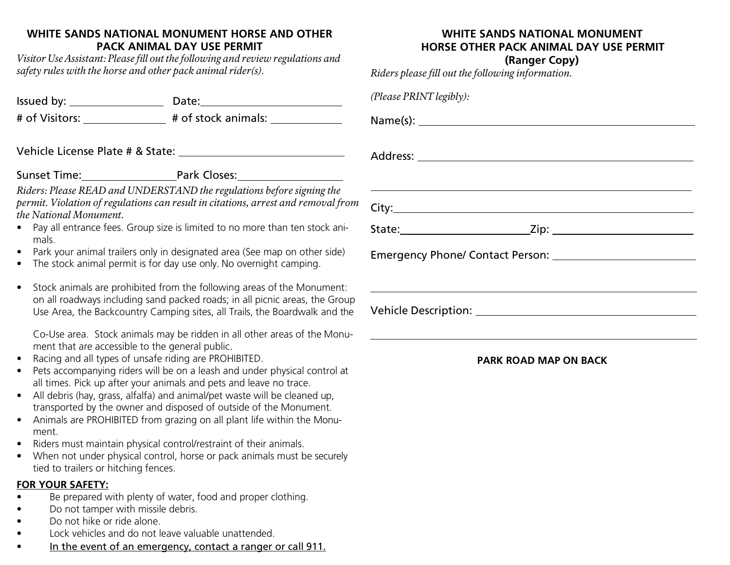## WHITE SANDS NATIONAL MONUMENT HORSE AND OTHER PACK ANIMAL DAY USE PERMIT

*Visitor Use Assistant: Please fill out the following and review regulations and safety rules with the horse and other pack animal rider(s).*

Issued by: ________________ Date: __________________________

# of Visitors: ______________ # of stock animals: ____________

Vehicle License Plate # & State: ______________________________

Sunset Time: ________________ Park Closes: __________________

*Riders: Please READ and UNDERSTAND the regulations before signing the permit. Violation of regulations can result in citations, arrest and removal from the National Monument.*

- Pay all entrance fees. Group size is limited to no more than ten stock animals.
- Park your animal trailers only in designated area (See map on other side)
- The stock animal permit is for day use only. No overnight camping.
- Stock animals are prohibited from the following areas of the Monument: on all roadways including sand packed roads; in all picnic areas, the Group Use Area, the Backcountry Camping sites, all Trails, the Boardwalk and the Co-Use area. Stock animals may be ridden in all other areas of the Monument that are accessible to the general public.
- Racing and all types of unsafe riding are PROHIBITED.
- Pets accompanying riders will be on a leash and under physical control at all times. Pick up after your animals and pets and leave no trace.
- All debris (hay, grass, alfalfa) and animal/pet waste will be cleaned up, transported by the owner and disposed of outside of the Monument.
- Animals are PROHIBITED from grazing on all plant life within the Monument.
- Riders must maintain physical control/restraint of their animals.
- When not under physical control, horse or pack animals must be securely tied to trailers or hitching fences.

**FOR YOUR SAFETY:**

- Be prepared with plenty of water, food and proper clothing.
- Do not tamper with missile debris.
- Do not hike or ride alone.
- Lock vehicles and do not leave valuable unattended.
- In the event of an emergency, contact a ranger or call 911.

## WHITE SANDS NATIONAL MONUMENT HORSE OTHER PACK ANIMAL DAY USE PERMIT (Ranger Copy)

*Riders please fill out the following information.*

*(Please PRINT legibly):*

Name(s): ______________________________________________

Address: ______________________________________________

______________________________________________________

City: _________________________________________________

State: ______________________ Zip: _____________________

Emergency Phone/ Contact Person: _______________________

______________________________________________________

Vehicle Description: _________________________________

______________________________________________________

**PARK ROAD MAP ON BACK**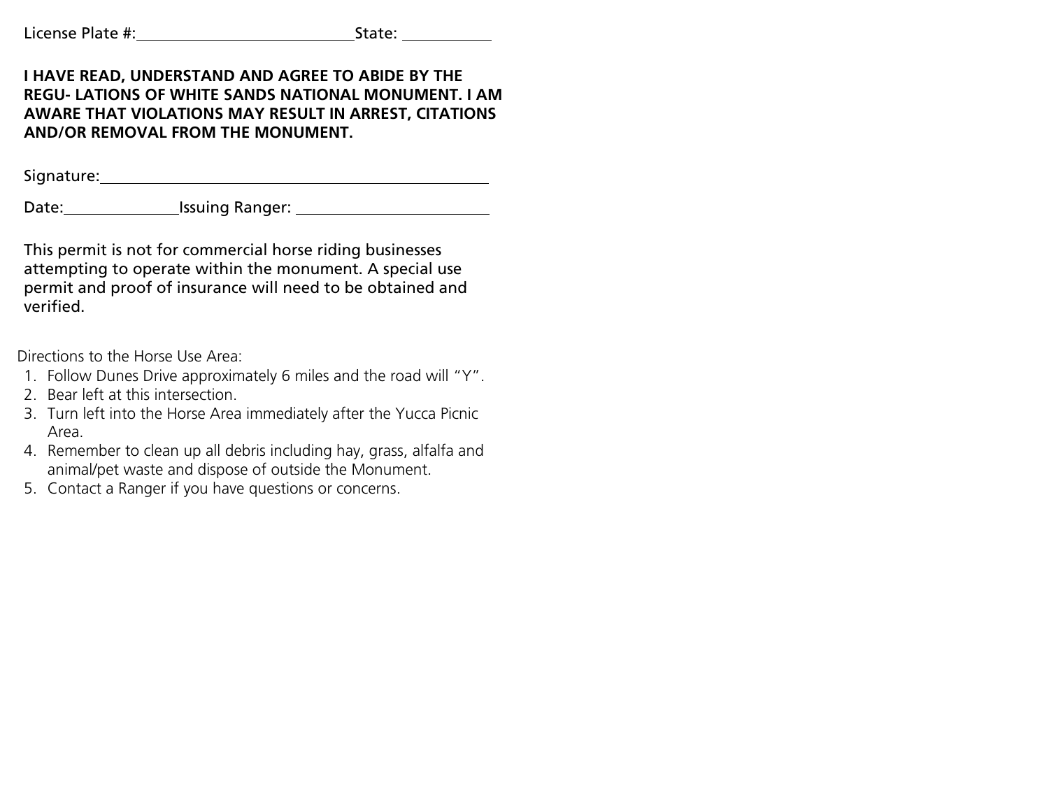License Plate #:\_\_\_\_\_\_\_\_\_\_\_\_\_\_\_\_\_\_\_\_\_\_\_\_\_\_\_\_State: \_\_\_\_\_\_\_\_\_\_\_\_

**I HAVE READ, UNDERSTAND AND AGREE TO ABIDE BY THE REGU- LATIONS OF WHITE SANDS NATIONAL MONUMENT. I AM AWARE THAT VIOLATIONS MAY RESULT IN ARREST, CITATIONS AND/OR REMOVAL FROM THE MONUMENT.**

Signature:\_\_\_\_\_\_\_\_\_\_\_\_\_\_\_\_\_\_\_\_\_\_\_\_\_\_\_\_\_\_\_\_\_\_\_\_\_\_\_\_\_\_\_\_\_\_\_\_\_\_\_\_

Date:\_\_\_\_\_\_\_\_\_\_\_\_\_\_\_\_Issuing Ranger: \_\_\_\_\_\_\_\_\_\_\_\_\_\_\_\_\_\_\_\_\_\_\_\_\_\_

This permit is not for commercial horse riding businesses attempting to operate within the monument. A special use permit and proof of insurance will need to be obtained and verified.

Directions to the Horse Use Area:

1. Follow Dunes Drive approximately 6 miles and the road will "Y".
2. Bear left at this intersection.
3. Turn left into the Horse Area immediately after the Yucca Picnic Area.
4. Remember to clean up all debris including hay, grass, alfalfa and animal/pet waste and dispose of outside the Monument.
5. Contact a Ranger if you have questions or concerns.